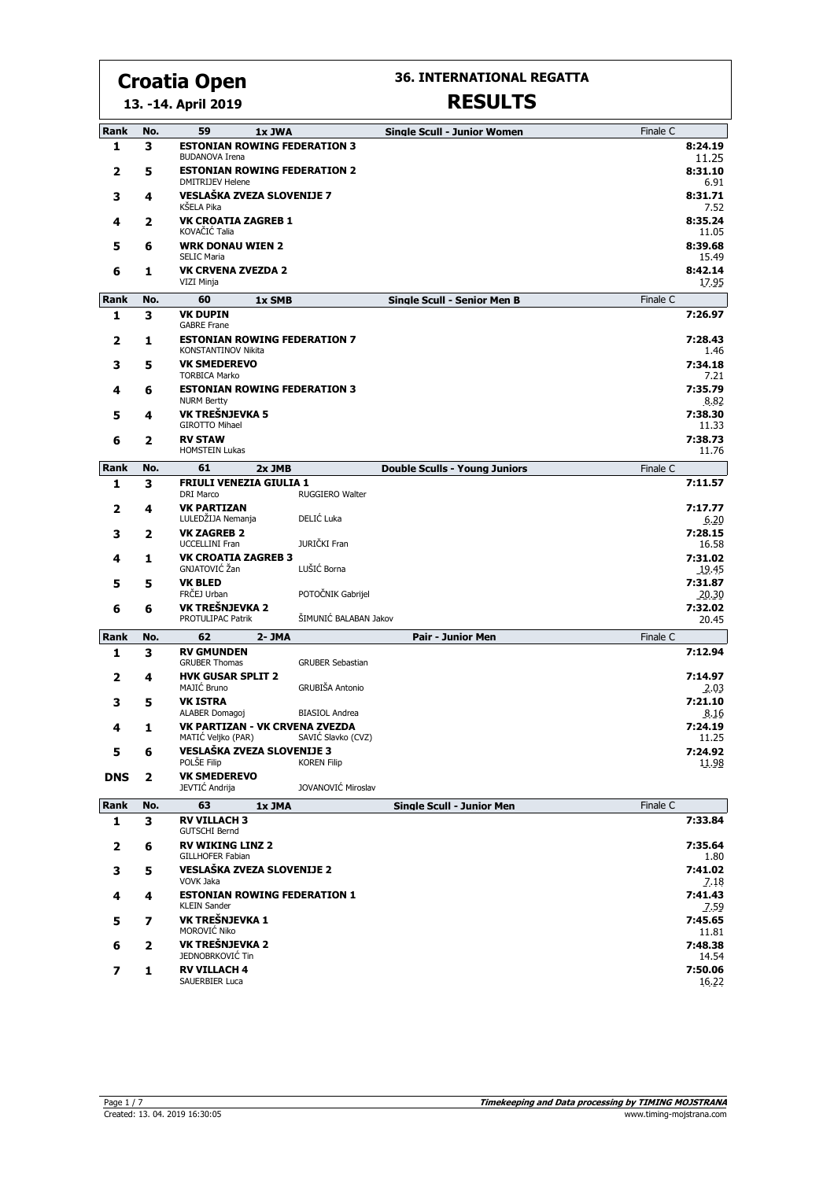# Croatia Open

**13. -14. April 2019**

## 36. INTERNATIONAL REGATTA

## RESULTS

| Rank | No. | 59 1x JWA | Single Scull - Junior Women | Finale C |
|---|---|---|---|---|
| 1 | 3 | **ESTONIAN ROWING FEDERATION 3**<br>BUDANOVA Irena | | **8:24.19**<br>11.25 |
| 2 | 5 | **ESTONIAN ROWING FEDERATION 2**<br>DMITRIJEV Helene | | **8:31.10**<br>6.91 |
| 3 | 4 | **VESLAŠKA ZVEZA SLOVENIJE 7**<br>KŠELA Pika | | **8:31.71**<br>7.52 |
| 4 | 2 | **VK CROATIA ZAGREB 1**<br>KOVAČIĆ Talia | | **8:35.24**<br>11.05 |
| 5 | 6 | **WRK DONAU WIEN 2**<br>SELIC Maria | | **8:39.68**<br>15.49 |
| 6 | 1 | **VK CRVENA ZVEZDA 2**<br>VIZI Minja | | **8:42.14**<br>17.95 |

| Rank | No. | 60 1x SMB | Single Scull - Senior Men B | Finale C |
|---|---|---|---|---|
| 1 | 3 | **VK DUPIN**<br>GABRE Frane | | **7:26.97** |
| 2 | 1 | **ESTONIAN ROWING FEDERATION 7**<br>KONSTANTINOV Nikita | | **7:28.43**<br>1.46 |
| 3 | 5 | **VK SMEDEREVO**<br>TORBICA Marko | | **7:34.18**<br>7.21 |
| 4 | 6 | **ESTONIAN ROWING FEDERATION 3**<br>NURM Bertty | | **7:35.79**<br>8.82 |
| 5 | 4 | **VK TREŠNJEVKA 5**<br>GIROTTO Mihael | | **7:38.30**<br>11.33 |
| 6 | 2 | **RV STAW**<br>HOMSTEIN Lukas | | **7:38.73**<br>11.76 |

| Rank | No. | 61 2x JMB | | Double Sculls - Young Juniors | Finale C |
|---|---|---|---|---|---|
| 1 | 3 | **FRIULI VENEZIA GIULIA 1**<br>DRI Marco | RUGGIERO Walter | | **7:11.57** |
| 2 | 4 | **VK PARTIZAN**<br>LULEDŽIJA Nemanja | DELIĆ Luka | | **7:17.77**<br>6.20 |
| 3 | 2 | **VK ZAGREB 2**<br>UCCELLINI Fran | JURIČKI Fran | | **7:28.15**<br>16.58 |
| 4 | 1 | **VK CROATIA ZAGREB 3**<br>GNJATOVIĆ Žan | LUŠIĆ Borna | | **7:31.02**<br>19.45 |
| 5 | 5 | **VK BLED**<br>FRČEJ Urban | POTOČNIK Gabrijel | | **7:31.87**<br>20.30 |
| 6 | 6 | **VK TREŠNJEVKA 2**<br>PROTULIPAC Patrik | ŠIMUNIĆ BALABAN Jakov | | **7:32.02**<br>20.45 |

| Rank | No. | 62 2- JMA | | Pair - Junior Men | Finale C |
|---|---|---|---|---|---|
| 1 | 3 | **RV GMUNDEN**<br>GRUBER Thomas | GRUBER Sebastian | | **7:12.94** |
| 2 | 4 | **HVK GUSAR SPLIT 2**<br>MAJIĆ Bruno | GRUBIŠA Antonio | | **7:14.97**<br>2.03 |
| 3 | 5 | **VK ISTRA**<br>ALABER Domagoj | BIASIOL Andrea | | **7:21.10**<br>8.16 |
| 4 | 1 | **VK PARTIZAN - VK CRVENA ZVEZDA**<br>MATIĆ Veljko (PAR) | SAVIĆ Slavko (CVZ) | | **7:24.19**<br>11.25 |
| 5 | 6 | **VESLAŠKA ZVEZA SLOVENIJE 3**<br>POLŠE Filip | KOREN Filip | | **7:24.92**<br>11.98 |
| DNS | 2 | **VK SMEDEREVO**<br>JEVTIĆ Andrija | JOVANOVIĆ Miroslav | | |

| Rank | No. | 63 1x JMA | Single Scull - Junior Men | Finale C |
|---|---|---|---|---|
| 1 | 3 | **RV VILLACH 3**<br>GUTSCHI Bernd | | **7:33.84** |
| 2 | 6 | **RV WIKING LINZ 2**<br>GILLHOFER Fabian | | **7:35.64**<br>1.80 |
| 3 | 5 | **VESLAŠKA ZVEZA SLOVENIJE 2**<br>VOVK Jaka | | **7:41.02**<br>7.18 |
| 4 | 4 | **ESTONIAN ROWING FEDERATION 1**<br>KLEIN Sander | | **7:41.43**<br>7.59 |
| 5 | 7 | **VK TREŠNJEVKA 1**<br>MOROVIĆ Niko | | **7:45.65**<br>11.81 |
| 6 | 2 | **VK TREŠNJEVKA 2**<br>JEDNOBRKOVIĆ Tin | | **7:48.38**<br>14.54 |
| 7 | 1 | **RV VILLACH 4**<br>SAUERBIER Luca | | **7:50.06**<br>16.22 |

Created: 13. 04. 2019 16:30:05

*Timekeeping and Data processing by TIMING MOJSTRANA*
www.timing-mojstrana.com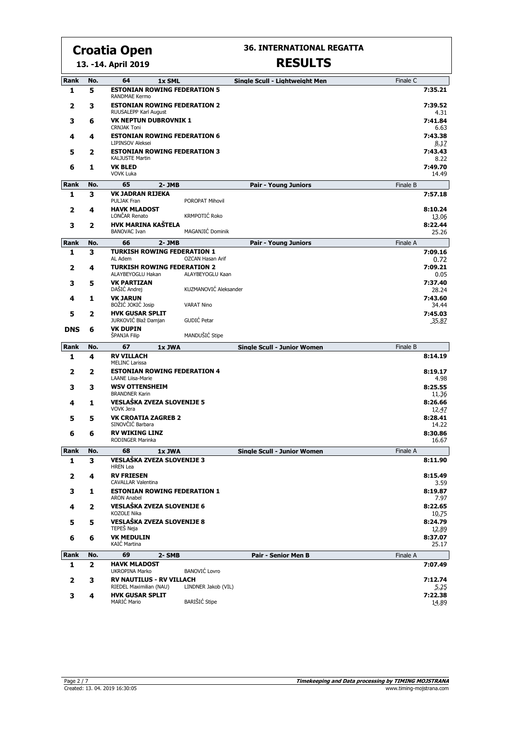# Croatia Open

**13. -14. April 2019**

## 36. INTERNATIONAL REGATTA

## RESULTS

| Rank | No. | 64 — 1x SML — Single Scull - Lightweight Men | Finale C |
|---|---|---|---|
| 1 | 5 | **ESTONIAN ROWING FEDERATION 5**<br>RANDMAE Kermo | **7:35.21** |
| 2 | 3 | **ESTONIAN ROWING FEDERATION 2**<br>RUUSALEPP Karl August | **7:39.52**<br>4.31 |
| 3 | 6 | **VK NEPTUN DUBROVNIK 1**<br>CRNJAK Toni | **7:41.84**<br>6.63 |
| 4 | 4 | **ESTONIAN ROWING FEDERATION 6**<br>LIPINSOV Aleksei | **7:43.38**<br>8.17 |
| 5 | 2 | **ESTONIAN ROWING FEDERATION 3**<br>KALJUSTE Martin | **7:43.43**<br>8.22 |
| 6 | 1 | **VK BLED**<br>VOVK Luka | **7:49.70**<br>14.49 |

| Rank | No. | 65 — 2- JMB — Pair - Young Juniors | Finale B |
|---|---|---|---|
| 1 | 3 | **VK JADRAN RIJEKA**<br>PULJAK Fran, POROPAT Mihovil | **7:57.18** |
| 2 | 4 | **HAVK MLADOST**<br>LONČAR Renato, KRMPOTIĆ Roko | **8:10.24**<br>13.06 |
| 3 | 2 | **HVK MARINA KAŠTELA**<br>BANOVAC Ivan, MAGANJIĆ Dominik | **8:22.44**<br>25.26 |

| Rank | No. | 66 — 2- JMB — Pair - Young Juniors | Finale A |
|---|---|---|---|
| 1 | 3 | **TURKISH ROWING FEDERATION 1**<br>AL Adem, OZCAN Hasan Arif | **7:09.16**<br>0.72 |
| 2 | 4 | **TURKISH ROWING FEDERATION 2**<br>ALAYBEYOGLU Hakan, ALAYBEYOGLU Kaan | **7:09.21**<br>0.05 |
| 3 | 5 | **VK PARTIZAN**<br>DAŠIĆ Andrej, KUZMANOVIĆ Aleksander | **7:37.40**<br>28.24 |
| 4 | 1 | **VK JARUN**<br>BOŽIĆ JOKIĆ Josip, VARAT Nino | **7:43.60**<br>34.44 |
| 5 | 2 | **HVK GUSAR SPLIT**<br>JURKOVIĆ Blaž Damjan, GUDIĆ Petar | **7:45.03**<br>35.87 |
| DNS | 6 | **VK DUPIN**<br>ŠPANJA Filip, MANDUŠIĆ Stipe | |

| Rank | No. | 67 — 1x JWA — Single Scull - Junior Women | Finale B |
|---|---|---|---|
| 1 | 4 | **RV VILLACH**<br>MELINC Larissa | **8:14.19** |
| 2 | 2 | **ESTONIAN ROWING FEDERATION 4**<br>LAANE Liisa-Marie | **8:19.17**<br>4.98 |
| 3 | 3 | **WSV OTTENSHEIM**<br>BRANDNER Karin | **8:25.55**<br>11.36 |
| 4 | 1 | **VESLAŠKA ZVEZA SLOVENIJE 5**<br>VOVK Jera | **8:26.66**<br>12.47 |
| 5 | 5 | **VK CROATIA ZAGREB 2**<br>SINOVČIĆ Barbara | **8:28.41**<br>14.22 |
| 6 | 6 | **RV WIKING LINZ**<br>RODINGER Marinka | **8:30.86**<br>16.67 |

| Rank | No. | 68 — 1x JWA — Single Scull - Junior Women | Finale A |
|---|---|---|---|
| 1 | 3 | **VESLAŠKA ZVEZA SLOVENIJE 3**<br>HREN Lea | **8:11.90** |
| 2 | 4 | **RV FRIESEN**<br>CAVALLAR Valentina | **8:15.49**<br>3.59 |
| 3 | 1 | **ESTONIAN ROWING FEDERATION 1**<br>ARON Anabel | **8:19.87**<br>7.97 |
| 4 | 2 | **VESLAŠKA ZVEZA SLOVENIJE 6**<br>KOZOLE Nika | **8:22.65**<br>10.75 |
| 5 | 5 | **VESLAŠKA ZVEZA SLOVENIJE 8**<br>TEPEŠ Neja | **8:24.79**<br>12.89 |
| 6 | 6 | **VK MEDULIN**<br>KAIĆ Martina | **8:37.07**<br>25.17 |

| Rank | No. | 69 — 2- SMB — Pair - Senior Men B | Finale A |
|---|---|---|---|
| 1 | 2 | **HAVK MLADOST**<br>UKROPINA Marko, BANOVIĆ Lovro | **7:07.49** |
| 2 | 3 | **RV NAUTILUS - RV VILLACH**<br>RIEDEL Maximilian (NAU), LINDNER Jakob (VIL) | **7:12.74**<br>5.25 |
| 3 | 4 | **HVK GUSAR SPLIT**<br>MARIĆ Mario, BARIŠIĆ Stipe | **7:22.38**<br>14.89 |

Created: 13. 04. 2019 16:30:05

*Timekeeping and Data processing by TIMING MOJSTRANA*
www.timing-mojstrana.com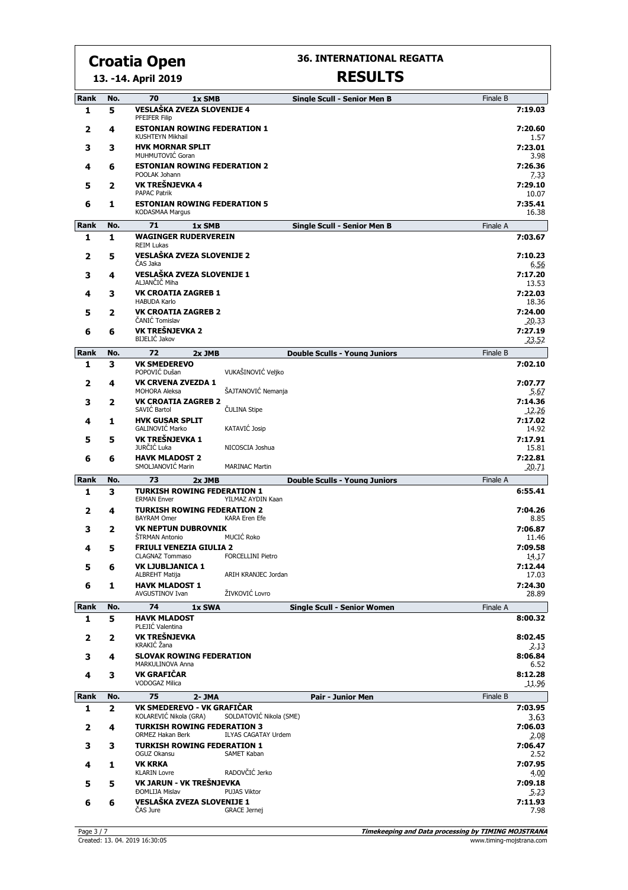# Croatia Open

**13. -14. April 2019**

## 36. INTERNATIONAL REGATTA

## RESULTS

| Rank | No. | 70 1x SMB | | Single Scull - Senior Men B | Finale B |
|---|---|---|---|---|---|
| 1 | 5 | **VESLAŠKA ZVEZA SLOVENIJE 4** PFEIFER Filip | | | **7:19.03** |
| 2 | 4 | **ESTONIAN ROWING FEDERATION 1** KUSHTEYN Mikhail | | | **7:20.60** 1.57 |
| 3 | 3 | **HVK MORNAR SPLIT** MUHMUTOVIĆ Goran | | | **7:23.01** 3.98 |
| 4 | 6 | **ESTONIAN ROWING FEDERATION 2** POOLAK Johann | | | **7:26.36** 7.33 |
| 5 | 2 | **VK TREŠNJEVKA 4** PAPAC Patrik | | | **7:29.10** 10.07 |
| 6 | 1 | **ESTONIAN ROWING FEDERATION 5** KODASMAA Margus | | | **7:35.41** 16.38 |

| Rank | No. | 71 1x SMB | | Single Scull - Senior Men B | Finale A |
|---|---|---|---|---|---|
| 1 | 1 | **WAGINGER RUDERVEREIN** REIM Lukas | | | **7:03.67** |
| 2 | 5 | **VESLAŠKA ZVEZA SLOVENIJE 2** ČAS Jaka | | | **7:10.23** 6.56 |
| 3 | 4 | **VESLAŠKA ZVEZA SLOVENIJE 1** ALJANČIČ Miha | | | **7:17.20** 13.53 |
| 4 | 3 | **VK CROATIA ZAGREB 1** HABUDA Karlo | | | **7:22.03** 18.36 |
| 5 | 2 | **VK CROATIA ZAGREB 2** ČANIĆ Tomislav | | | **7:24.00** 20.33 |
| 6 | 6 | **VK TREŠNJEVKA 2** BIJELIĆ Jakov | | | **7:27.19** 23.52 |

| Rank | No. | 72 2x JMB | | Double Sculls - Young Juniors | Finale B |
|---|---|---|---|---|---|
| 1 | 3 | **VK SMEDEREVO** POPOVIĆ Dušan | VUKAŠINOVIĆ Veljko | | **7:02.10** |
| 2 | 4 | **VK CRVENA ZVEZDA 1** MOHORA Aleksa | ŠAJTANOVIĆ Nemanja | | **7:07.77** 5.67 |
| 3 | 2 | **VK CROATIA ZAGREB 2** SAVIĆ Bartol | ČULINA Stipe | | **7:14.36** 12.26 |
| 4 | 1 | **HVK GUSAR SPLIT** GALINOVIĆ Marko | KATAVIĆ Josip | | **7:17.02** 14.92 |
| 5 | 5 | **VK TREŠNJEVKA 1** JURČIĆ Luka | NICOSCIA Joshua | | **7:17.91** 15.81 |
| 6 | 6 | **HAVK MLADOST 2** SMOLJANOVIĆ Marin | MARINAC Martin | | **7:22.81** 20.71 |

| Rank | No. | 73 2x JMB | | Double Sculls - Young Juniors | Finale A |
|---|---|---|---|---|---|
| 1 | 3 | **TURKISH ROWING FEDERATION 1** ERMAN Enver | YILMAZ AYDIN Kaan | | **6:55.41** |
| 2 | 4 | **TURKISH ROWING FEDERATION 2** BAYRAM Omer | KARA Eren Efe | | **7:04.26** 8.85 |
| 3 | 2 | **VK NEPTUN DUBROVNIK** ŠTRMAN Antonio | MUCIĆ Roko | | **7:06.87** 11.46 |
| 4 | 5 | **FRIULI VENEZIA GIULIA 2** CLAGNAZ Tommaso | FORCELLINI Pietro | | **7:09.58** 14.17 |
| 5 | 6 | **VK LJUBLJANICA 1** ALBREHT Matija | ARIH KRANJEC Jordan | | **7:12.44** 17.03 |
| 6 | 1 | **HAVK MLADOST 1** AVGUSTINOV Ivan | ŽIVKOVIĆ Lovro | | **7:24.30** 28.89 |

| Rank | No. | 74 1x SWA | | Single Scull - Senior Women | Finale A |
|---|---|---|---|---|---|
| 1 | 5 | **HAVK MLADOST** PLEJIĆ Valentina | | | **8:00.32** |
| 2 | 2 | **VK TREŠNJEVKA** KRAKIĆ Žana | | | **8:02.45** 2.13 |
| 3 | 4 | **SLOVAK ROWING FEDERATION** MARKULINOVA Anna | | | **8:06.84** 6.52 |
| 4 | 3 | **VK GRAFIČAR** VODOGAZ Milica | | | **8:12.28** 11.96 |

| Rank | No. | 75 2- JMA | | Pair - Junior Men | Finale B |
|---|---|---|---|---|---|
| 1 | 2 | **VK SMEDEREVO - VK GRAFIČAR** KOLAREVIĆ Nikola (GRA) | SOLDATOVIĆ Nikola (SME) | | **7:03.95** 3.63 |
| 2 | 4 | **TURKISH ROWING FEDERATION 3** ORMEZ Hakan Berk | ILYAS CAGATAY Urdem | | **7:06.03** 2.08 |
| 3 | 3 | **TURKISH ROWING FEDERATION 1** OGUZ Okansu | SAMET Kaban | | **7:06.47** 2.52 |
| 4 | 1 | **VK KRKA** KLARIN Lovre | RADOVČIĆ Jerko | | **7:07.95** 4.00 |
| 5 | 5 | **VK JARUN - VK TREŠNJEVKA** ĐOMLIJA Mislav | PUJAS Viktor | | **7:09.18** 5.23 |
| 6 | 6 | **VESLAŠKA ZVEZA SLOVENIJE 1** ČAS Jure | GRACE Jernej | | **7:11.93** 7.98 |

Created: 13. 04. 2019 16:30:05

*Timekeeping and Data processing by TIMING MOJSTRANA* www.timing-mojstrana.com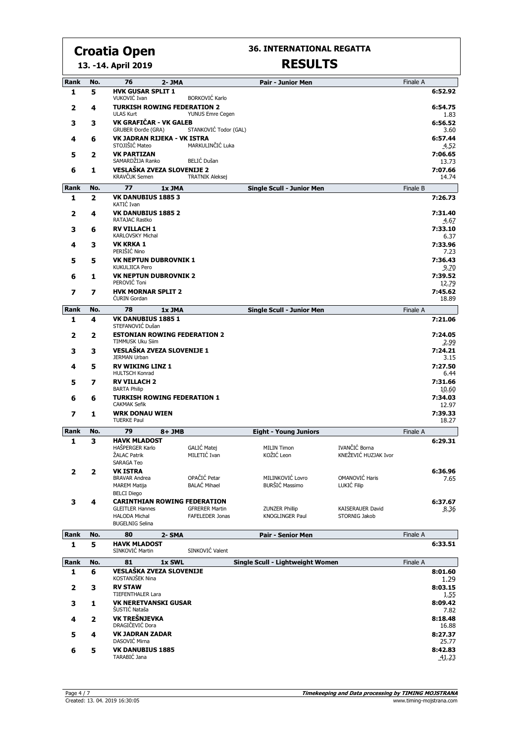# Croatia Open

**13. -14. April 2019**

## 36. INTERNATIONAL REGATTA

## RESULTS

### 76 — 2- JMA — Pair - Junior Men — Finale A

| Rank | No. | Crew | Time | Diff |
|---|---|---|---|---|
| 1 | 5 | **HVK GUSAR SPLIT 1**<br>VUKOVIĆ Ivan, BORKOVIĆ Karlo | 6:52.92 | |
| 2 | 4 | **TURKISH ROWING FEDERATION 2**<br>ULAS Kurt, YUNUS Emre Cegen | 6:54.75 | 1.83 |
| 3 | 3 | **VK GRAFIČAR - VK GALEB**<br>GRUBER Đorđe (GRA), STANKOVIĆ Todor (GAL) | 6:56.52 | 3.60 |
| 4 | 6 | **VK JADRAN RIJEKA - VK ISTRA**<br>STOJIŠIĆ Mateo, MARKULINČIĆ Luka | 6:57.44 | 4.52 |
| 5 | 2 | **VK PARTIZAN**<br>SAMARDŽIJA Ranko, BELIĆ Dušan | 7:06.65 | 13.73 |
| 6 | 1 | **VESLAŠKA ZVEZA SLOVENIJE 2**<br>KRAVČUK Semen, TRATNIK Aleksej | 7:07.66 | 14.74 |

### 77 — 1x JMA — Single Scull - Junior Men — Finale B

| Rank | No. | Crew | Time | Diff |
|---|---|---|---|---|
| 1 | 2 | **VK DANUBIUS 1885 3**<br>KATIĆ Ivan | 7:26.73 | |
| 2 | 4 | **VK DANUBIUS 1885 2**<br>RATAJAC Rastko | 7:31.40 | 4.67 |
| 3 | 6 | **RV VILLACH 1**<br>KARLOVSKY Michal | 7:33.10 | 6.37 |
| 4 | 3 | **VK KRKA 1**<br>PERIŠIĆ Nino | 7:33.96 | 7.23 |
| 5 | 5 | **VK NEPTUN DUBROVNIK 1**<br>KUKULJICA Pero | 7:36.43 | 9.70 |
| 6 | 1 | **VK NEPTUN DUBROVNIK 2**<br>PEROVIĆ Toni | 7:39.52 | 12.79 |
| 7 | 7 | **HVK MORNAR SPLIT 2**<br>ĆURIN Gordan | 7:45.62 | 18.89 |

### 78 — 1x JMA — Single Scull - Junior Men — Finale A

| Rank | No. | Crew | Time | Diff |
|---|---|---|---|---|
| 1 | 4 | **VK DANUBIUS 1885 1**<br>STEFANOVIĆ Dušan | 7:21.06 | |
| 2 | 2 | **ESTONIAN ROWING FEDERATION 2**<br>TIMMUSK Uku Siim | 7:24.05 | 2.99 |
| 3 | 3 | **VESLAŠKA ZVEZA SLOVENIJE 1**<br>JERMAN Urban | 7:24.21 | 3.15 |
| 4 | 5 | **RV WIKING LINZ 1**<br>HULTSCH Konrad | 7:27.50 | 6.44 |
| 5 | 7 | **RV VILLACH 2**<br>BARTA Philip | 7:31.66 | 10.60 |
| 6 | 6 | **TURKISH ROWING FEDERATION 1**<br>CAKMAK Sefik | 7:34.03 | 12.97 |
| 7 | 1 | **WRK DONAU WIEN**<br>TUERKE Paul | 7:39.33 | 18.27 |

### 79 — 8+ JMB — Eight - Young Juniors — Finale A

| Rank | No. | Crew | Time | Diff |
|---|---|---|---|---|
| 1 | 3 | **HAVK MLADOST**<br>HAŠPERGER Karlo, GALIĆ Matej, MILIN Timon, IVANČIĆ Borna, ŽALAC Patrik, MILETIĆ Ivan, KOŽIĆ Leon, KNEŽEVIĆ HUZJAK Ivor, SARAGA Teo | 6:29.31 | |
| 2 | 2 | **VK ISTRA**<br>BRAVAR Andrea, OPAČIĆ Petar, MILINKOVIĆ Lovro, OMANOVIĆ Haris, MAREM Matija, BALAĆ Mihael, BURŠIĆ Massimo, LUKIĆ Filip, BELCI Diego | 6:36.96 | 7.65 |
| 3 | 4 | **CARINTHIAN ROWING FEDERATION**<br>GLEITLER Hannes, GFRERER Martin, ZUNZER Phillip, KAISERAUER David, HALODA Michal, FAFELEDER Jonas, KNOGLINGER Paul, STORNIG Jakob, BUGELNIG Selina | 6:37.67 | 8.36 |

### 80 — 2- SMA — Pair - Senior Men — Finale A

| Rank | No. | Crew | Time | Diff |
|---|---|---|---|---|
| 1 | 5 | **HAVK MLADOST**<br>SINKOVIĆ Martin, SINKOVIĆ Valent | 6:33.51 | |

### 81 — 1x SWL — Single Scull - Lightweight Women — Finale A

| Rank | No. | Crew | Time | Diff |
|---|---|---|---|---|
| 1 | 6 | **VESLAŠKA ZVEZA SLOVENIJE**<br>KOSTANJŠEK Nina | 8:01.60 | 1.29 |
| 2 | 3 | **RV STAW**<br>TIEFENTHALER Lara | 8:03.15 | 1.55 |
| 3 | 1 | **VK NERETVANSKI GUSAR**<br>ŠUSTIĆ Nataša | 8:09.42 | 7.82 |
| 4 | 2 | **VK TREŠNJEVKA**<br>DRAGIČEVIĆ Dora | 8:18.48 | 16.88 |
| 5 | 4 | **VK JADRAN ZADAR**<br>DASOVIĆ Mirna | 8:27.37 | 25.77 |
| 6 | 5 | **VK DANUBIUS 1885**<br>TARABIĆ Jana | 8:42.83 | 41.23 |

Created: 13. 04. 2019 16:30:05

*Timekeeping and Data processing by TIMING MOJSTRANA*
www.timing-mojstrana.com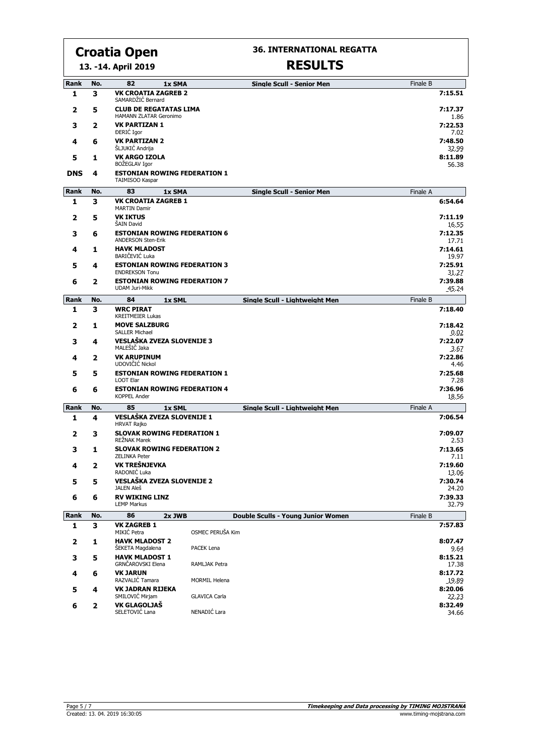# Croatia Open

**13. -14. April 2019**

## 36. INTERNATIONAL REGATTA

## RESULTS

### 82 — 1x SMA — Single Scull - Senior Men — Finale B

| Rank | No. | Crew | Time |
|---|---|---|---|
| 1 | 3 | **VK CROATIA ZAGREB 2**<br>SAMARDŽIĆ Bernard | 7:15.51 |
| 2 | 5 | **CLUB DE REGATATAS LIMA**<br>HAMANN ZLATAR Geronimo | 7:17.37<br>1.86 |
| 3 | 2 | **VK PARTIZAN 1**<br>ĐERIĆ Igor | 7:22.53<br>7.02 |
| 4 | 6 | **VK PARTIZAN 2**<br>ŠLJUKIĆ Andrija | 7:48.50<br>32.99 |
| 5 | 1 | **VK ARGO IZOLA**<br>BOŽEGLAV Igor | 8:11.89<br>56.38 |
| DNS | 4 | **ESTONIAN ROWING FEDERATION 1**<br>TAIMISOO Kaspar | |

### 83 — 1x SMA — Single Scull - Senior Men — Finale A

| Rank | No. | Crew | Time |
|---|---|---|---|
| 1 | 3 | **VK CROATIA ZAGREB 1**<br>MARTIN Damir | 6:54.64 |
| 2 | 5 | **VK IKTUS**<br>ŠAIN David | 7:11.19<br>16.55 |
| 3 | 6 | **ESTONIAN ROWING FEDERATION 6**<br>ANDERSON Sten-Erik | 7:12.35<br>17.71 |
| 4 | 1 | **HAVK MLADOST**<br>BARIČEVIĆ Luka | 7:14.61<br>19.97 |
| 5 | 4 | **ESTONIAN ROWING FEDERATION 3**<br>ENDREKSON Tonu | 7:25.91<br>31.27 |
| 6 | 2 | **ESTONIAN ROWING FEDERATION 7**<br>UDAM Juri-Mikk | 7:39.88<br>45.24 |

### 84 — 1x SML — Single Scull - Lightweight Men — Finale B

| Rank | No. | Crew | Time |
|---|---|---|---|
| 1 | 3 | **WRC PIRAT**<br>KREITMEIER Lukas | 7:18.40 |
| 2 | 1 | **MOVE SALZBURG**<br>SALLER Michael | 7:18.42<br>0.02 |
| 3 | 4 | **VESLAŠKA ZVEZA SLOVENIJE 3**<br>MALEŠIČ Jaka | 7:22.07<br>3.67 |
| 4 | 2 | **VK ARUPINUM**<br>UDOVIČIĆ Nickol | 7:22.86<br>4.46 |
| 5 | 5 | **ESTONIAN ROWING FEDERATION 1**<br>LOOT Elar | 7:25.68<br>7.28 |
| 6 | 6 | **ESTONIAN ROWING FEDERATION 4**<br>KOPPEL Ander | 7:36.96<br>18.56 |

### 85 — 1x SML — Single Scull - Lightweight Men — Finale A

| Rank | No. | Crew | Time |
|---|---|---|---|
| 1 | 4 | **VESLAŠKA ZVEZA SLOVENIJE 1**<br>HRVAT Rajko | 7:06.54 |
| 2 | 3 | **SLOVAK ROWING FEDERATION 1**<br>REŽNAK Marek | 7:09.07<br>2.53 |
| 3 | 1 | **SLOVAK ROWING FEDERATION 2**<br>ZELINKA Peter | 7:13.65<br>7.11 |
| 4 | 2 | **VK TREŠNJEVKA**<br>RADONIĆ Luka | 7:19.60<br>13.06 |
| 5 | 5 | **VESLAŠKA ZVEZA SLOVENIJE 2**<br>JALEN Aleš | 7:30.74<br>24.20 |
| 6 | 6 | **RV WIKING LINZ**<br>LEMP Markus | 7:39.33<br>32.79 |

### 86 — 2x JWB — Double Sculls - Young Junior Women — Finale B

| Rank | No. | Crew | | Time |
|---|---|---|---|---|
| 1 | 3 | **VK ZAGREB 1**<br>MIKIĆ Petra | OSMEC PERUŠA Kim | 7:57.83 |
| 2 | 1 | **HAVK MLADOST 2**<br>ŠEKETA Magdalena | PACEK Lena | 8:07.47<br>9.64 |
| 3 | 5 | **HAVK MLADOST 1**<br>GRNČAROVSKI Elena | RAMLJAK Petra | 8:15.21<br>17.38 |
| 4 | 6 | **VK JARUN**<br>RAZVALIĆ Tamara | MORMIL Helena | 8:17.72<br>19.89 |
| 5 | 4 | **VK JADRAN RIJEKA**<br>SMILOVIĆ Mirjam | GLAVICA Carla | 8:20.06<br>22.23 |
| 6 | 2 | **VK GLAGOLJAŠ**<br>SELETOVIĆ Lana | NENADIĆ Lara | 8:32.49<br>34.66 |

Created: 13. 04. 2019 16:30:05

*Timekeeping and Data processing by TIMING MOJSTRANA*
www.timing-mojstrana.com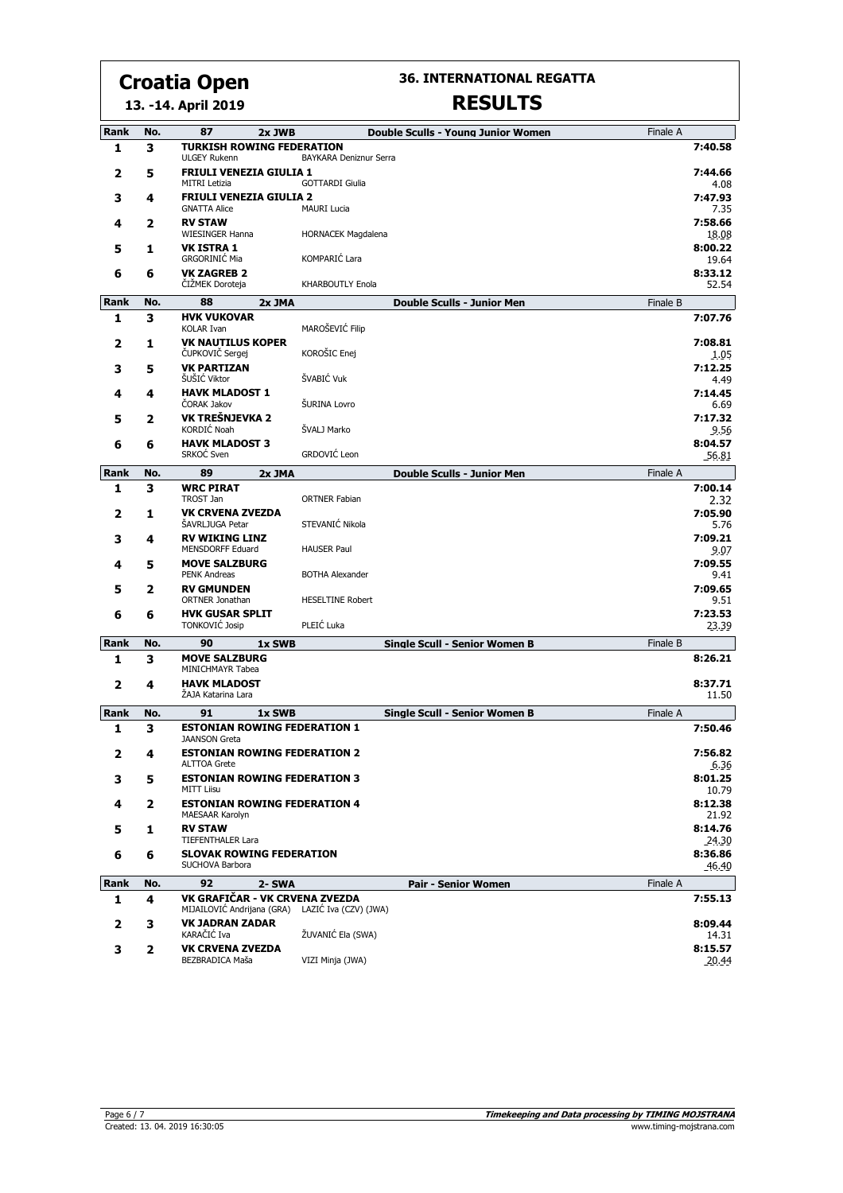# Croatia Open

**13. -14. April 2019**

## 36. INTERNATIONAL REGATTA

## RESULTS

### 87 — 2x JWB — Double Sculls - Young Junior Women — Finale A

| Rank | No. | Crew | Athletes | Time | Diff |
|---|---|---|---|---|---|
| 1 | 3 | **TURKISH ROWING FEDERATION** | ULGEY Rukenn, BAYKARA Deniznur Serra | **7:40.58** | |
| 2 | 5 | **FRIULI VENEZIA GIULIA 1** | MITRI Letizia, GOTTARDI Giulia | **7:44.66** | 4.08 |
| 3 | 4 | **FRIULI VENEZIA GIULIA 2** | GNATTA Alice, MAURI Lucia | **7:47.93** | 7.35 |
| 4 | 2 | **RV STAW** | WIESINGER Hanna, HORNACEK Magdalena | **7:58.66** | 18.08 |
| 5 | 1 | **VK ISTRA 1** | GRGORINIĆ Mia, KOMPARIĆ Lara | **8:00.22** | 19.64 |
| 6 | 6 | **VK ZAGREB 2** | ČIŽMEK Doroteja, KHARBOUTLY Enola | **8:33.12** | 52.54 |

### 88 — 2x JMA — Double Sculls - Junior Men — Finale B

| Rank | No. | Crew | Athletes | Time | Diff |
|---|---|---|---|---|---|
| 1 | 3 | **HVK VUKOVAR** | KOLAR Ivan, MAROŠEVIĆ Filip | **7:07.76** | |
| 2 | 1 | **VK NAUTILUS KOPER** | ČUPKOVIČ Sergej, KOROŠIC Enej | **7:08.81** | 1.05 |
| 3 | 5 | **VK PARTIZAN** | ŠUŠIĆ Viktor, ŠVABIĆ Vuk | **7:12.25** | 4.49 |
| 4 | 4 | **HAVK MLADOST 1** | ČORAK Jakov, ŠURINA Lovro | **7:14.45** | 6.69 |
| 5 | 2 | **VK TREŠNJEVKA 2** | KORDIĆ Noah, ŠVALJ Marko | **7:17.32** | 9.56 |
| 6 | 6 | **HAVK MLADOST 3** | SRKOĆ Sven, GRDOVIĆ Leon | **8:04.57** | 56.81 |

### 89 — 2x JMA — Double Sculls - Junior Men — Finale A

| Rank | No. | Crew | Athletes | Time | Diff |
|---|---|---|---|---|---|
| 1 | 3 | **WRC PIRAT** | TROST Jan, ORTNER Fabian | **7:00.14** | 2.32 |
| 2 | 1 | **VK CRVENA ZVEZDA** | ŠAVRLJUGA Petar, STEVANIĆ Nikola | **7:05.90** | 5.76 |
| 3 | 4 | **RV WIKING LINZ** | MENSDORFF Eduard, HAUSER Paul | **7:09.21** | 9.07 |
| 4 | 5 | **MOVE SALZBURG** | PENK Andreas, BOTHA Alexander | **7:09.55** | 9.41 |
| 5 | 2 | **RV GMUNDEN** | ORTNER Jonathan, HESELTINE Robert | **7:09.65** | 9.51 |
| 6 | 6 | **HVK GUSAR SPLIT** | TONKOVIĆ Josip, PLEIĆ Luka | **7:23.53** | 23.39 |

### 90 — 1x SWB — Single Scull - Senior Women B — Finale B

| Rank | No. | Crew | Athletes | Time | Diff |
|---|---|---|---|---|---|
| 1 | 3 | **MOVE SALZBURG** | MINICHMAYR Tabea | **8:26.21** | |
| 2 | 4 | **HAVK MLADOST** | ŽAJA Katarina Lara | **8:37.71** | 11.50 |

### 91 — 1x SWB — Single Scull - Senior Women B — Finale A

| Rank | No. | Crew | Athletes | Time | Diff |
|---|---|---|---|---|---|
| 1 | 3 | **ESTONIAN ROWING FEDERATION 1** | JAANSON Greta | **7:50.46** | |
| 2 | 4 | **ESTONIAN ROWING FEDERATION 2** | ALTTOA Grete | **7:56.82** | 6.36 |
| 3 | 5 | **ESTONIAN ROWING FEDERATION 3** | MITT Liisu | **8:01.25** | 10.79 |
| 4 | 2 | **ESTONIAN ROWING FEDERATION 4** | MAESAAR Karolyn | **8:12.38** | 21.92 |
| 5 | 1 | **RV STAW** | TIEFENTHALER Lara | **8:14.76** | 24.30 |
| 6 | 6 | **SLOVAK ROWING FEDERATION** | SUCHOVA Barbora | **8:36.86** | 46.40 |

### 92 — 2- SWA — Pair - Senior Women — Finale A

| Rank | No. | Crew | Athletes | Time | Diff |
|---|---|---|---|---|---|
| 1 | 4 | **VK GRAFIČAR - VK CRVENA ZVEZDA** | MIJAILOVIĆ Andrijana (GRA), LAZIĆ Iva (CZV) (JWA) | **7:55.13** | |
| 2 | 3 | **VK JADRAN ZADAR** | KARAČIĆ Iva, ŽUVANIĆ Ela (SWA) | **8:09.44** | 14.31 |
| 3 | 2 | **VK CRVENA ZVEZDA** | BEZBRADICA Maša, VIZI Minja (JWA) | **8:15.57** | 20.44 |

Created: 13. 04. 2019 16:30:05

*Timekeeping and Data processing by TIMING MOJSTRANA*
www.timing-mojstrana.com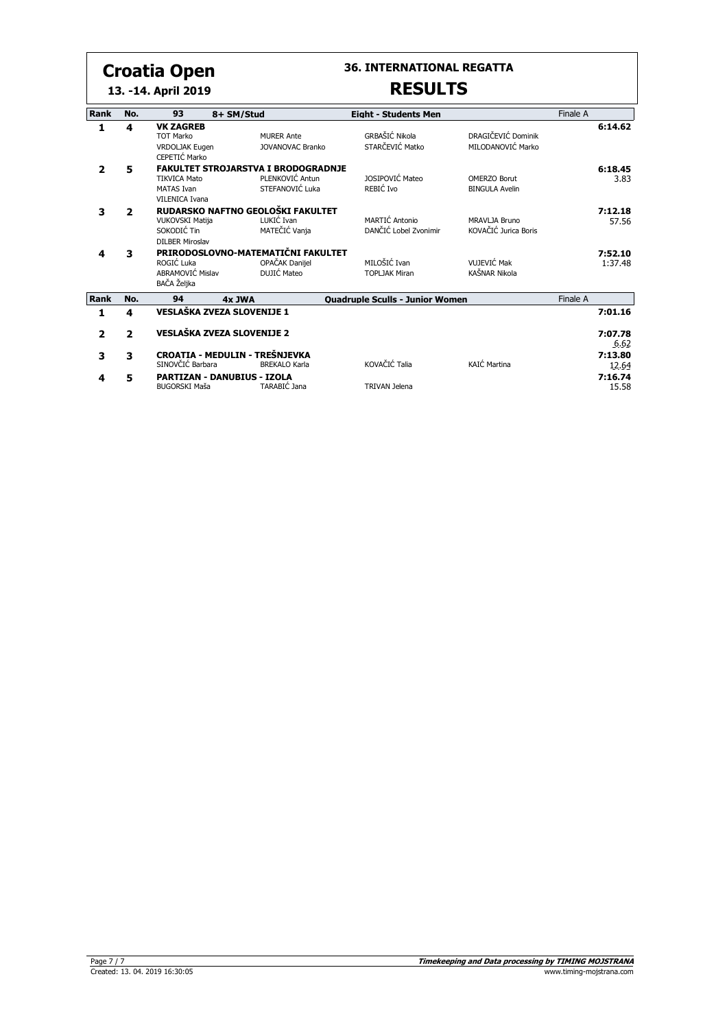# Croatia Open

**13. -14. April 2019**

## 36. INTERNATIONAL REGATTA

## RESULTS

| Rank | No. | 93 | 8+ SM/Stud | Eight - Students Men | | Finale A |
|---|---|---|---|---|---|---|
| **1** | **4** | **VK ZAGREB** | | | | **6:14.62** |
| | | TOT Marko | MURER Ante | GRBAŠIĆ Nikola | DRAGIČEVIĆ Dominik | |
| | | VRDOLJAK Eugen | JOVANOVAC Branko | STARČEVIĆ Matko | MILODANOVIĆ Marko | |
| | | CEPETIĆ Marko | | | | |
| **2** | **5** | **FAKULTET STROJARSTVA I BRODOGRADNJE** | | | | **6:18.45** |
| | | TIKVICA Mato | PLENKOVIĆ Antun | JOSIPOVIĆ Mateo | OMERZO Borut | 3.83 |
| | | MATAS Ivan | STEFANOVIĆ Luka | REBIĆ Ivo | BINGULA Avelin | |
| | | VILENICA Ivana | | | | |
| **3** | **2** | **RUDARSKO NAFTNO GEOLOŠKI FAKULTET** | | | | **7:12.18** |
| | | VUKOVSKI Matija | LUKIĆ Ivan | MARTIĆ Antonio | MRAVLJA Bruno | 57.56 |
| | | SOKODIĆ Tin | MATEČIĆ Vanja | DANČIĆ Lobel Zvonimir | KOVAČIĆ Jurica Boris | |
| | | DILBER Miroslav | | | | |
| **4** | **3** | **PRIRODOSLOVNO-MATEMATIČNI FAKULTET** | | | | **7:52.10** |
| | | ROGIĆ Luka | OPAČAK Danijel | MILOŠIĆ Ivan | VUJEVIĆ Mak | 1:37.48 |
| | | ABRAMOVIĆ Mislav | DUJIĆ Mateo | TOPLJAK Miran | KAŠNAR Nikola | |
| | | BAČA Željka | | | | |

| Rank | No. | 94 | 4x JWA | Quadruple Sculls - Junior Women | | Finale A |
|---|---|---|---|---|---|---|
| **1** | **4** | **VESLAŠKA ZVEZA SLOVENIJE 1** | | | | **7:01.16** |
| **2** | **2** | **VESLAŠKA ZVEZA SLOVENIJE 2** | | | | **7:07.78** |
| | | | | | | 6.62 |
| **3** | **3** | **CROATIA - MEDULIN - TREŠNJEVKA** | | | | **7:13.80** |
| | | SINOVČIĆ Barbara | BREKALO Karla | KOVAČIĆ Talia | KAIĆ Martina | 12.64 |
| **4** | **5** | **PARTIZAN - DANUBIUS - IZOLA** | | | | **7:16.74** |
| | | BUGORSKI Maša | TARABIĆ Jana | TRIVAN Jelena | | 15.58 |

Created: 13. 04. 2019 16:30:05

*Timekeeping and Data processing by TIMING MOJSTRANA*
www.timing-mojstrana.com